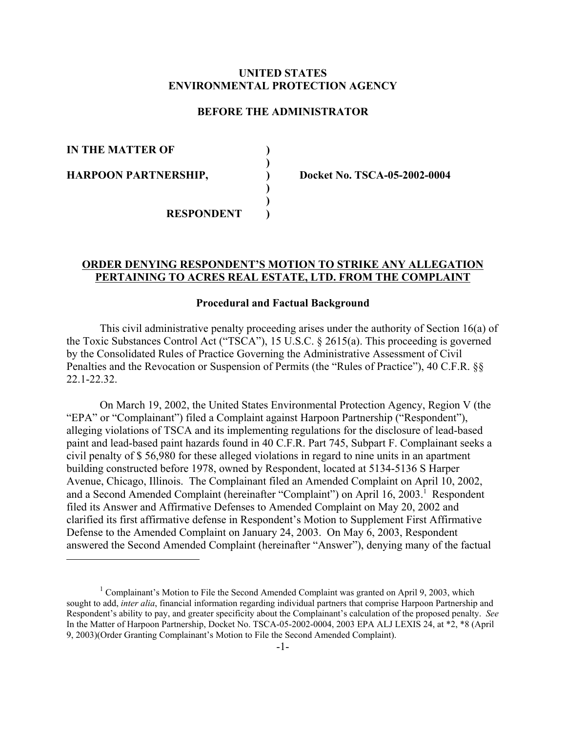**UNITED STATES**
**ENVIRONMENTAL PROTECTION AGENCY**

**BEFORE THE ADMINISTRATOR**

| | | |
|---|---|---|
| **IN THE MATTER OF** | **)** | |
| | **)** | |
| **HARPOON PARTNERSHIP,** | **)** | **Docket No. TSCA-05-2002-0004** |
| | **)** | |
| | **)** | |
| **RESPONDENT** | **)** | |

## ORDER DENYING RESPONDENT'S MOTION TO STRIKE ANY ALLEGATION PERTAINING TO ACRES REAL ESTATE, LTD. FROM THE COMPLAINT

### Procedural and Factual Background

This civil administrative penalty proceeding arises under the authority of Section 16(a) of the Toxic Substances Control Act ("TSCA"), 15 U.S.C. § 2615(a). This proceeding is governed by the Consolidated Rules of Practice Governing the Administrative Assessment of Civil Penalties and the Revocation or Suspension of Permits (the "Rules of Practice"), 40 C.F.R. §§ 22.1-22.32.

On March 19, 2002, the United States Environmental Protection Agency, Region V (the "EPA" or "Complainant") filed a Complaint against Harpoon Partnership ("Respondent"), alleging violations of TSCA and its implementing regulations for the disclosure of lead-based paint and lead-based paint hazards found in 40 C.F.R. Part 745, Subpart F. Complainant seeks a civil penalty of $ 56,980 for these alleged violations in regard to nine units in an apartment building constructed before 1978, owned by Respondent, located at 5134-5136 S Harper Avenue, Chicago, Illinois. The Complainant filed an Amended Complaint on April 10, 2002, and a Second Amended Complaint (hereinafter "Complaint") on April 16, 2003.[1] Respondent filed its Answer and Affirmative Defenses to Amended Complaint on May 20, 2002 and clarified its first affirmative defense in Respondent's Motion to Supplement First Affirmative Defense to the Amended Complaint on January 24, 2003. On May 6, 2003, Respondent answered the Second Amended Complaint (hereinafter "Answer"), denying many of the factual

---

[1] Complainant's Motion to File the Second Amended Complaint was granted on April 9, 2003, which sought to add, *inter alia*, financial information regarding individual partners that comprise Harpoon Partnership and Respondent's ability to pay, and greater specificity about the Complainant's calculation of the proposed penalty. *See* In the Matter of Harpoon Partnership, Docket No. TSCA-05-2002-0004, 2003 EPA ALJ LEXIS 24, at *2, *8 (April 9, 2003)(Order Granting Complainant's Motion to File the Second Amended Complaint).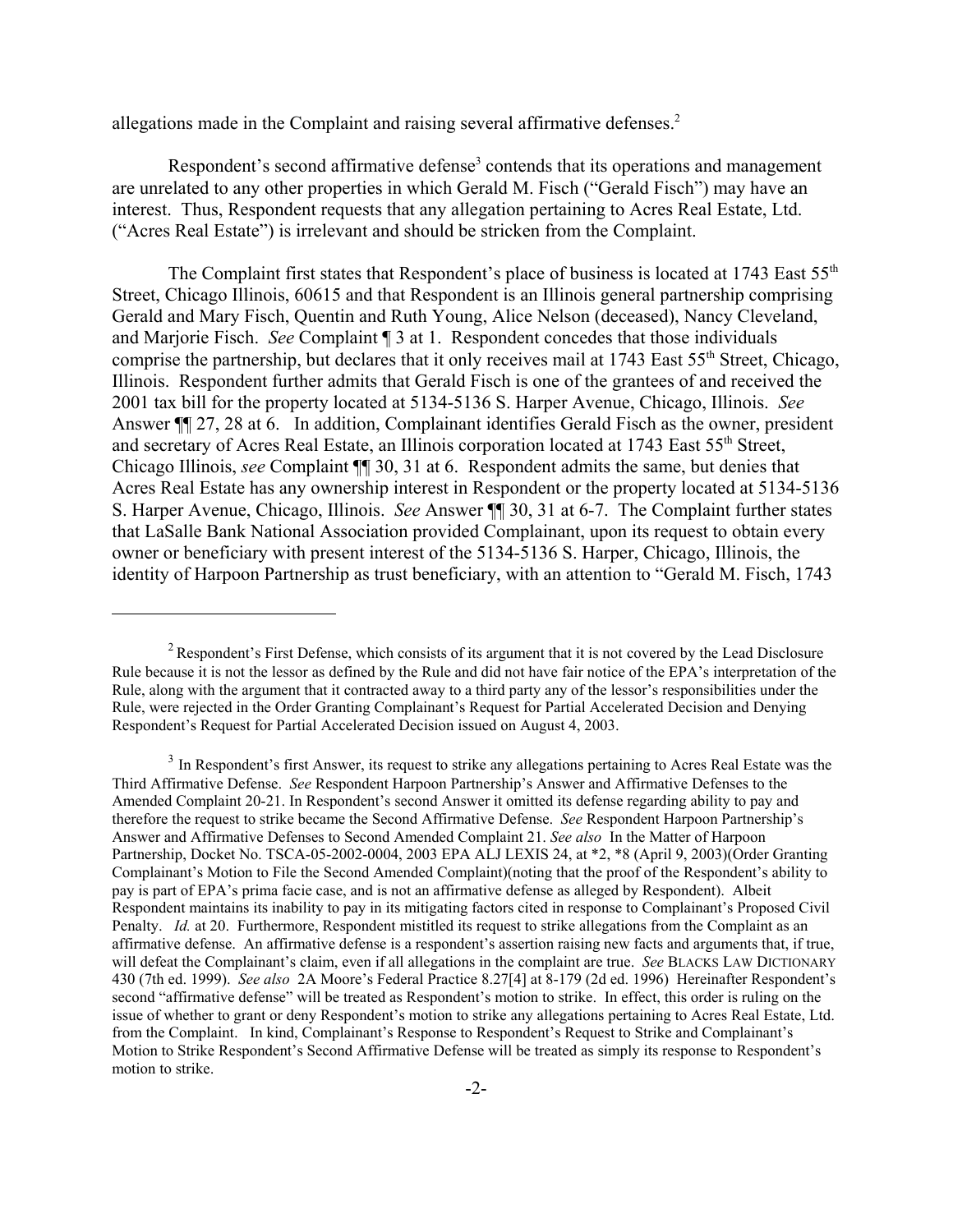allegations made in the Complaint and raising several affirmative defenses.[2]

Respondent's second affirmative defense[3] contends that its operations and management are unrelated to any other properties in which Gerald M. Fisch ("Gerald Fisch") may have an interest. Thus, Respondent requests that any allegation pertaining to Acres Real Estate, Ltd. ("Acres Real Estate") is irrelevant and should be stricken from the Complaint.

The Complaint first states that Respondent's place of business is located at 1743 East 55th Street, Chicago Illinois, 60615 and that Respondent is an Illinois general partnership comprising Gerald and Mary Fisch, Quentin and Ruth Young, Alice Nelson (deceased), Nancy Cleveland, and Marjorie Fisch. *See* Complaint ¶ 3 at 1. Respondent concedes that those individuals comprise the partnership, but declares that it only receives mail at 1743 East 55th Street, Chicago, Illinois. Respondent further admits that Gerald Fisch is one of the grantees of and received the 2001 tax bill for the property located at 5134-5136 S. Harper Avenue, Chicago, Illinois. *See* Answer ¶¶ 27, 28 at 6. In addition, Complainant identifies Gerald Fisch as the owner, president and secretary of Acres Real Estate, an Illinois corporation located at 1743 East 55th Street, Chicago Illinois, *see* Complaint ¶¶ 30, 31 at 6. Respondent admits the same, but denies that Acres Real Estate has any ownership interest in Respondent or the property located at 5134-5136 S. Harper Avenue, Chicago, Illinois. *See* Answer ¶¶ 30, 31 at 6-7. The Complaint further states that LaSalle Bank National Association provided Complainant, upon its request to obtain every owner or beneficiary with present interest of the 5134-5136 S. Harper, Chicago, Illinois, the identity of Harpoon Partnership as trust beneficiary, with an attention to "Gerald M. Fisch, 1743

---

[2] Respondent's First Defense, which consists of its argument that it is not covered by the Lead Disclosure Rule because it is not the lessor as defined by the Rule and did not have fair notice of the EPA's interpretation of the Rule, along with the argument that it contracted away to a third party any of the lessor's responsibilities under the Rule, were rejected in the Order Granting Complainant's Request for Partial Accelerated Decision and Denying Respondent's Request for Partial Accelerated Decision issued on August 4, 2003.

[3] In Respondent's first Answer, its request to strike any allegations pertaining to Acres Real Estate was the Third Affirmative Defense. *See* Respondent Harpoon Partnership's Answer and Affirmative Defenses to the Amended Complaint 20-21. In Respondent's second Answer it omitted its defense regarding ability to pay and therefore the request to strike became the Second Affirmative Defense. *See* Respondent Harpoon Partnership's Answer and Affirmative Defenses to Second Amended Complaint 21. *See also* In the Matter of Harpoon Partnership, Docket No. TSCA-05-2002-0004, 2003 EPA ALJ LEXIS 24, at *2, *8 (April 9, 2003)(Order Granting Complainant's Motion to File the Second Amended Complaint)(noting that the proof of the Respondent's ability to pay is part of EPA's prima facie case, and is not an affirmative defense as alleged by Respondent). Albeit Respondent maintains its inability to pay in its mitigating factors cited in response to Complainant's Proposed Civil Penalty. *Id.* at 20. Furthermore, Respondent mistitled its request to strike allegations from the Complaint as an affirmative defense. An affirmative defense is a respondent's assertion raising new facts and arguments that, if true, will defeat the Complainant's claim, even if all allegations in the complaint are true. *See* BLACKS LAW DICTIONARY 430 (7th ed. 1999). *See also* 2A Moore's Federal Practice 8.27[4] at 8-179 (2d ed. 1996) Hereinafter Respondent's second "affirmative defense" will be treated as Respondent's motion to strike. In effect, this order is ruling on the issue of whether to grant or deny Respondent's motion to strike any allegations pertaining to Acres Real Estate, Ltd. from the Complaint. In kind, Complainant's Response to Respondent's Request to Strike and Complainant's Motion to Strike Respondent's Second Affirmative Defense will be treated as simply its response to Respondent's motion to strike.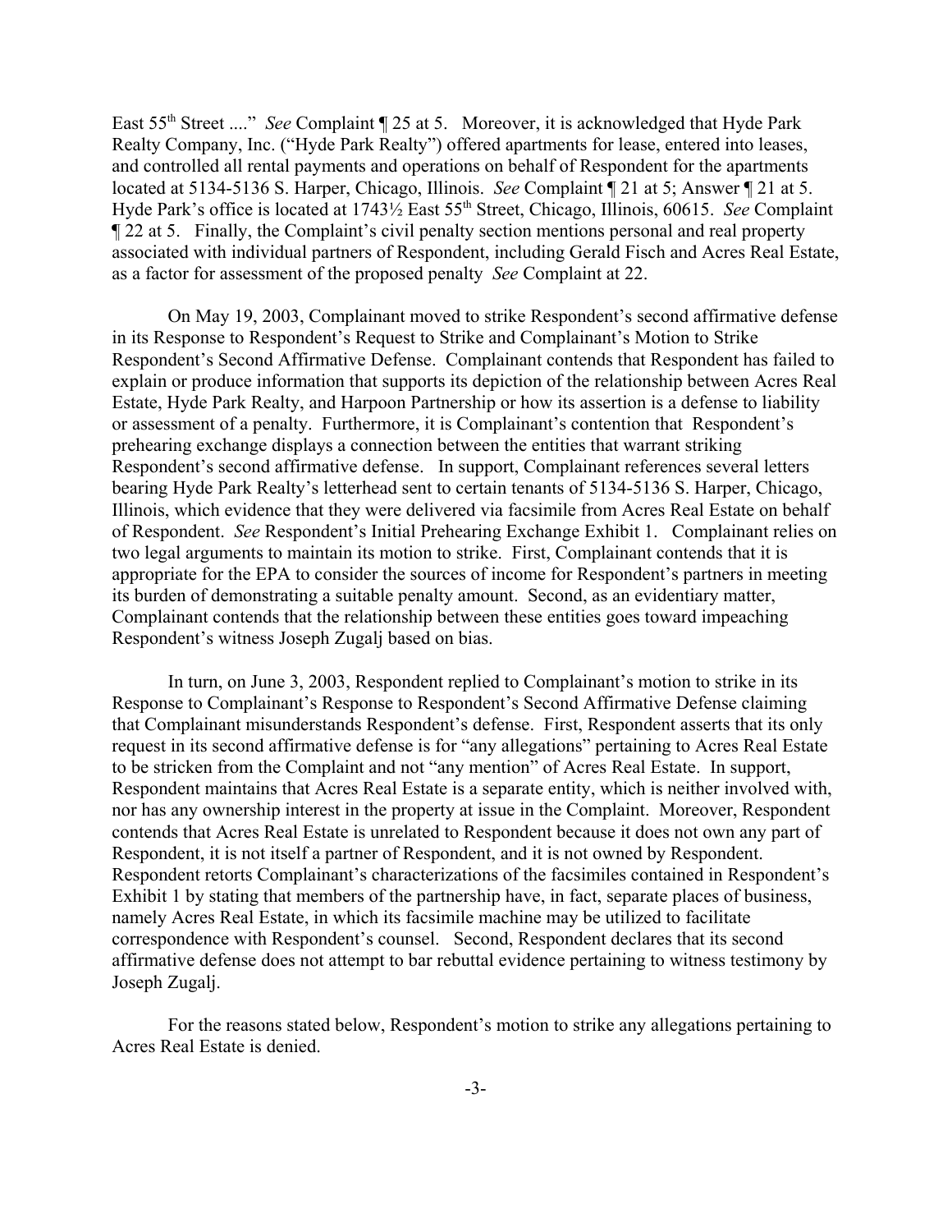East 55th Street ...." *See* Complaint ¶ 25 at 5. Moreover, it is acknowledged that Hyde Park Realty Company, Inc. ("Hyde Park Realty") offered apartments for lease, entered into leases, and controlled all rental payments and operations on behalf of Respondent for the apartments located at 5134-5136 S. Harper, Chicago, Illinois. *See* Complaint ¶ 21 at 5; Answer ¶ 21 at 5. Hyde Park's office is located at 1743½ East 55th Street, Chicago, Illinois, 60615. *See* Complaint ¶ 22 at 5. Finally, the Complaint's civil penalty section mentions personal and real property associated with individual partners of Respondent, including Gerald Fisch and Acres Real Estate, as a factor for assessment of the proposed penalty *See* Complaint at 22.

On May 19, 2003, Complainant moved to strike Respondent's second affirmative defense in its Response to Respondent's Request to Strike and Complainant's Motion to Strike Respondent's Second Affirmative Defense. Complainant contends that Respondent has failed to explain or produce information that supports its depiction of the relationship between Acres Real Estate, Hyde Park Realty, and Harpoon Partnership or how its assertion is a defense to liability or assessment of a penalty. Furthermore, it is Complainant's contention that Respondent's prehearing exchange displays a connection between the entities that warrant striking Respondent's second affirmative defense. In support, Complainant references several letters bearing Hyde Park Realty's letterhead sent to certain tenants of 5134-5136 S. Harper, Chicago, Illinois, which evidence that they were delivered via facsimile from Acres Real Estate on behalf of Respondent. *See* Respondent's Initial Prehearing Exchange Exhibit 1. Complainant relies on two legal arguments to maintain its motion to strike. First, Complainant contends that it is appropriate for the EPA to consider the sources of income for Respondent's partners in meeting its burden of demonstrating a suitable penalty amount. Second, as an evidentiary matter, Complainant contends that the relationship between these entities goes toward impeaching Respondent's witness Joseph Zugalj based on bias.

In turn, on June 3, 2003, Respondent replied to Complainant's motion to strike in its Response to Complainant's Response to Respondent's Second Affirmative Defense claiming that Complainant misunderstands Respondent's defense. First, Respondent asserts that its only request in its second affirmative defense is for "any allegations" pertaining to Acres Real Estate to be stricken from the Complaint and not "any mention" of Acres Real Estate. In support, Respondent maintains that Acres Real Estate is a separate entity, which is neither involved with, nor has any ownership interest in the property at issue in the Complaint. Moreover, Respondent contends that Acres Real Estate is unrelated to Respondent because it does not own any part of Respondent, it is not itself a partner of Respondent, and it is not owned by Respondent. Respondent retorts Complainant's characterizations of the facsimiles contained in Respondent's Exhibit 1 by stating that members of the partnership have, in fact, separate places of business, namely Acres Real Estate, in which its facsimile machine may be utilized to facilitate correspondence with Respondent's counsel. Second, Respondent declares that its second affirmative defense does not attempt to bar rebuttal evidence pertaining to witness testimony by Joseph Zugalj.

For the reasons stated below, Respondent's motion to strike any allegations pertaining to Acres Real Estate is denied.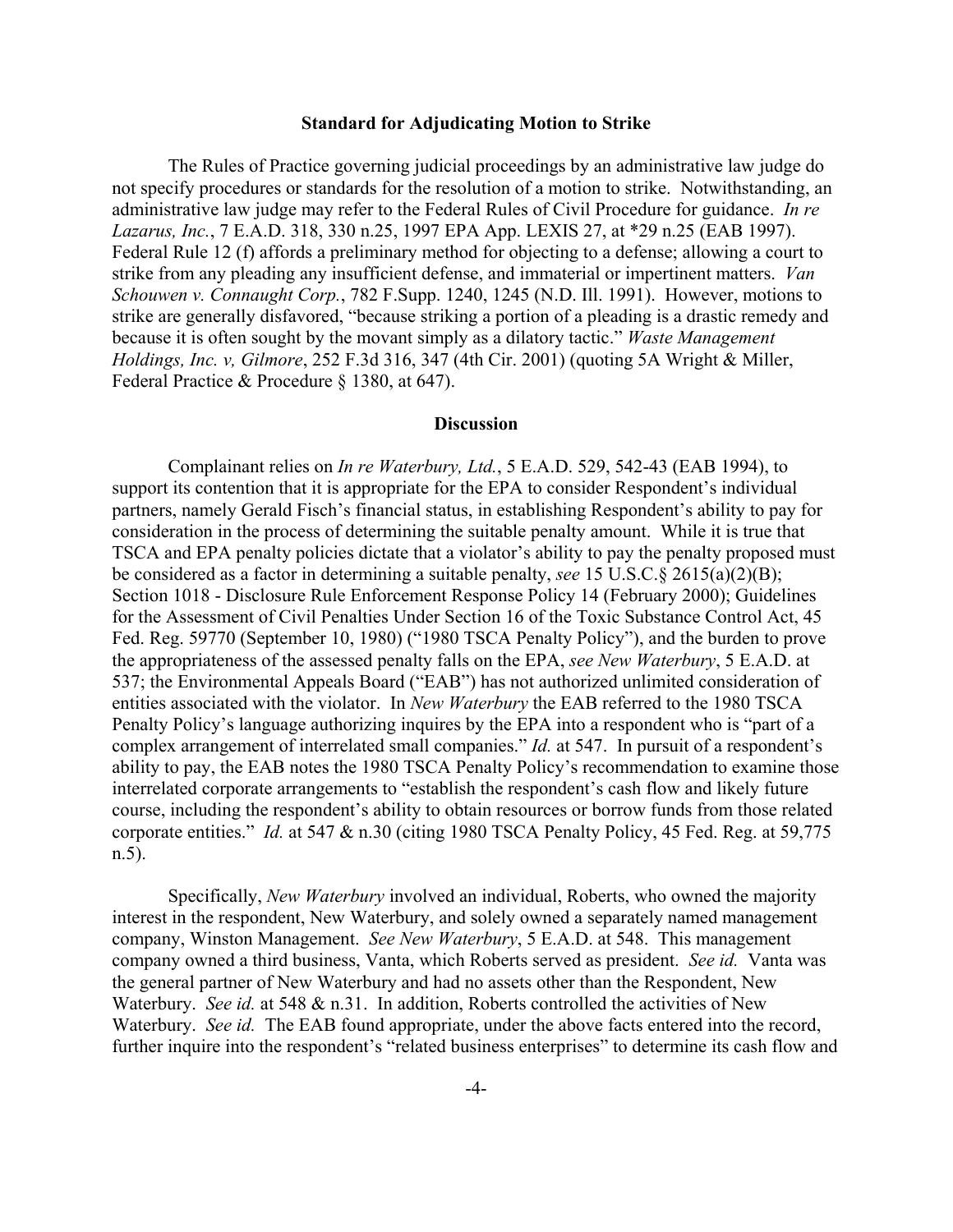**Standard for Adjudicating Motion to Strike**

The Rules of Practice governing judicial proceedings by an administrative law judge do not specify procedures or standards for the resolution of a motion to strike. Notwithstanding, an administrative law judge may refer to the Federal Rules of Civil Procedure for guidance. *In re Lazarus, Inc.*, 7 E.A.D. 318, 330 n.25, 1997 EPA App. LEXIS 27, at *29 n.25 (EAB 1997). Federal Rule 12 (f) affords a preliminary method for objecting to a defense; allowing a court to strike from any pleading any insufficient defense, and immaterial or impertinent matters. *Van Schouwen v. Connaught Corp.*, 782 F.Supp. 1240, 1245 (N.D. Ill. 1991). However, motions to strike are generally disfavored, "because striking a portion of a pleading is a drastic remedy and because it is often sought by the movant simply as a dilatory tactic." *Waste Management Holdings, Inc. v, Gilmore*, 252 F.3d 316, 347 (4th Cir. 2001) (quoting 5A Wright & Miller, Federal Practice & Procedure § 1380, at 647).

**Discussion**

Complainant relies on *In re Waterbury, Ltd.*, 5 E.A.D. 529, 542-43 (EAB 1994), to support its contention that it is appropriate for the EPA to consider Respondent's individual partners, namely Gerald Fisch's financial status, in establishing Respondent's ability to pay for consideration in the process of determining the suitable penalty amount. While it is true that TSCA and EPA penalty policies dictate that a violator's ability to pay the penalty proposed must be considered as a factor in determining a suitable penalty, *see* 15 U.S.C.§ 2615(a)(2)(B); Section 1018 - Disclosure Rule Enforcement Response Policy 14 (February 2000); Guidelines for the Assessment of Civil Penalties Under Section 16 of the Toxic Substance Control Act, 45 Fed. Reg. 59770 (September 10, 1980) ("1980 TSCA Penalty Policy"), and the burden to prove the appropriateness of the assessed penalty falls on the EPA, *see New Waterbury*, 5 E.A.D. at 537; the Environmental Appeals Board ("EAB") has not authorized unlimited consideration of entities associated with the violator. In *New Waterbury* the EAB referred to the 1980 TSCA Penalty Policy's language authorizing inquires by the EPA into a respondent who is "part of a complex arrangement of interrelated small companies." *Id.* at 547. In pursuit of a respondent's ability to pay, the EAB notes the 1980 TSCA Penalty Policy's recommendation to examine those interrelated corporate arrangements to "establish the respondent's cash flow and likely future course, including the respondent's ability to obtain resources or borrow funds from those related corporate entities." *Id.* at 547 & n.30 (citing 1980 TSCA Penalty Policy, 45 Fed. Reg. at 59,775 n.5).

Specifically, *New Waterbury* involved an individual, Roberts, who owned the majority interest in the respondent, New Waterbury, and solely owned a separately named management company, Winston Management. *See New Waterbury*, 5 E.A.D. at 548. This management company owned a third business, Vanta, which Roberts served as president. *See id.* Vanta was the general partner of New Waterbury and had no assets other than the Respondent, New Waterbury. *See id.* at 548 & n.31. In addition, Roberts controlled the activities of New Waterbury. *See id.* The EAB found appropriate, under the above facts entered into the record, further inquire into the respondent's "related business enterprises" to determine its cash flow and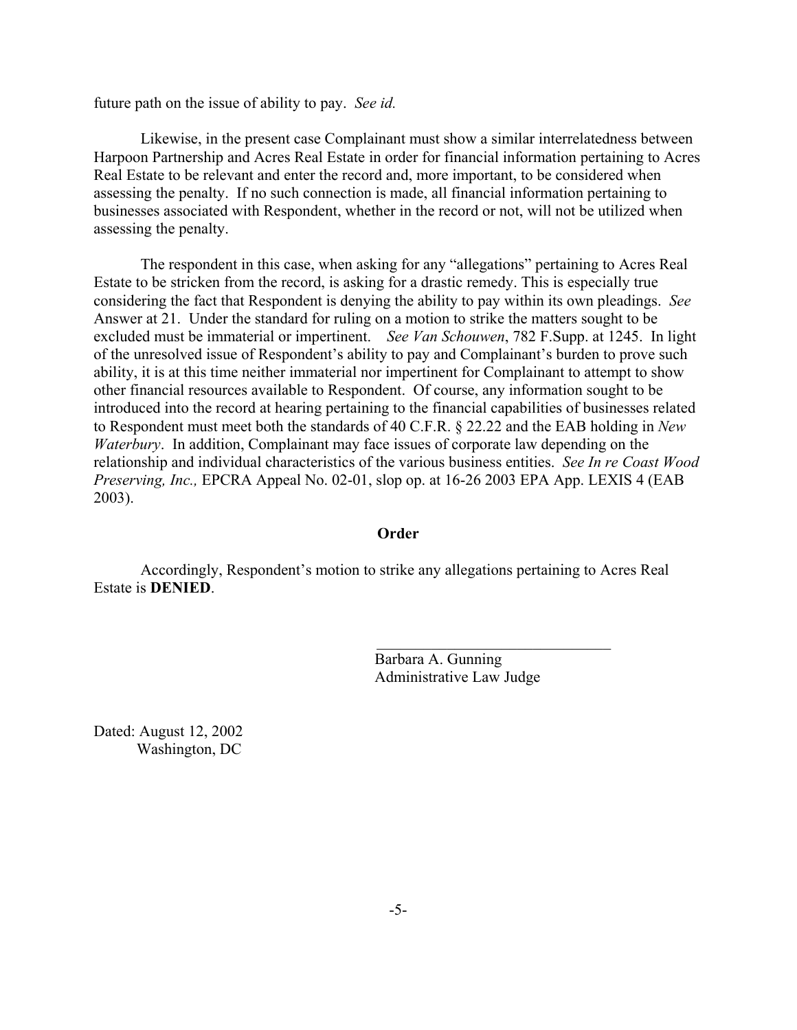future path on the issue of ability to pay. *See id.*

Likewise, in the present case Complainant must show a similar interrelatedness between Harpoon Partnership and Acres Real Estate in order for financial information pertaining to Acres Real Estate to be relevant and enter the record and, more important, to be considered when assessing the penalty. If no such connection is made, all financial information pertaining to businesses associated with Respondent, whether in the record or not, will not be utilized when assessing the penalty.

The respondent in this case, when asking for any "allegations" pertaining to Acres Real Estate to be stricken from the record, is asking for a drastic remedy. This is especially true considering the fact that Respondent is denying the ability to pay within its own pleadings. *See* Answer at 21. Under the standard for ruling on a motion to strike the matters sought to be excluded must be immaterial or impertinent. *See Van Schouwen*, 782 F.Supp. at 1245. In light of the unresolved issue of Respondent's ability to pay and Complainant's burden to prove such ability, it is at this time neither immaterial nor impertinent for Complainant to attempt to show other financial resources available to Respondent. Of course, any information sought to be introduced into the record at hearing pertaining to the financial capabilities of businesses related to Respondent must meet both the standards of 40 C.F.R. § 22.22 and the EAB holding in *New Waterbury*. In addition, Complainant may face issues of corporate law depending on the relationship and individual characteristics of the various business entities. *See In re Coast Wood Preserving, Inc.,* EPCRA Appeal No. 02-01, slop op. at 16-26 2003 EPA App. LEXIS 4 (EAB 2003).

## Order

Accordingly, Respondent's motion to strike any allegations pertaining to Acres Real Estate is **DENIED**.

Barbara A. Gunning
Administrative Law Judge

Dated: August 12, 2002
Washington, DC